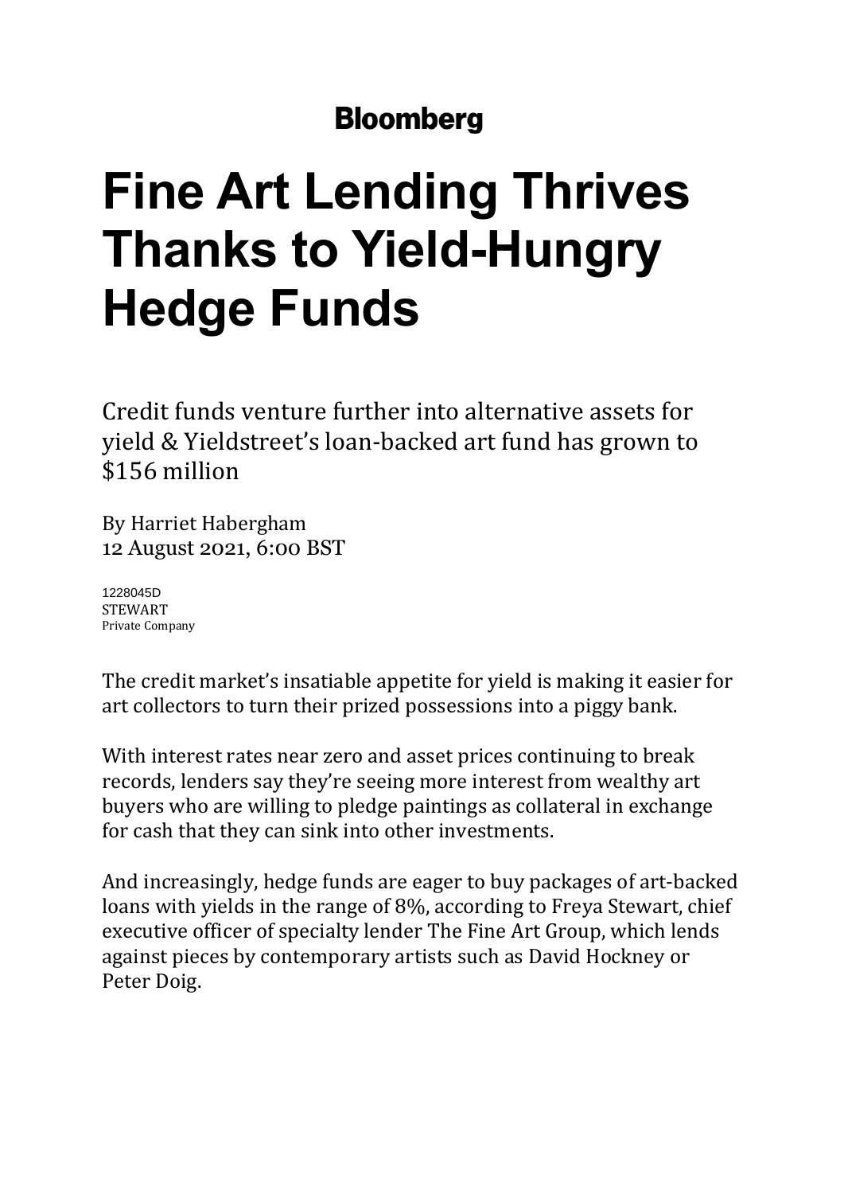**Bloomberg**

# Fine Art Lending Thrives Thanks to Yield-Hungry Hedge Funds

Credit funds venture further into alternative assets for yield & Yieldstreet's loan-backed art fund has grown to $156 million

By Harriet Habergham
12 August 2021, 6:00 BST

1228045D
STEWART
Private Company

The credit market's insatiable appetite for yield is making it easier for art collectors to turn their prized possessions into a piggy bank.

With interest rates near zero and asset prices continuing to break records, lenders say they're seeing more interest from wealthy art buyers who are willing to pledge paintings as collateral in exchange for cash that they can sink into other investments.

And increasingly, hedge funds are eager to buy packages of art-backed loans with yields in the range of 8%, according to Freya Stewart, chief executive officer of specialty lender The Fine Art Group, which lends against pieces by contemporary artists such as David Hockney or Peter Doig.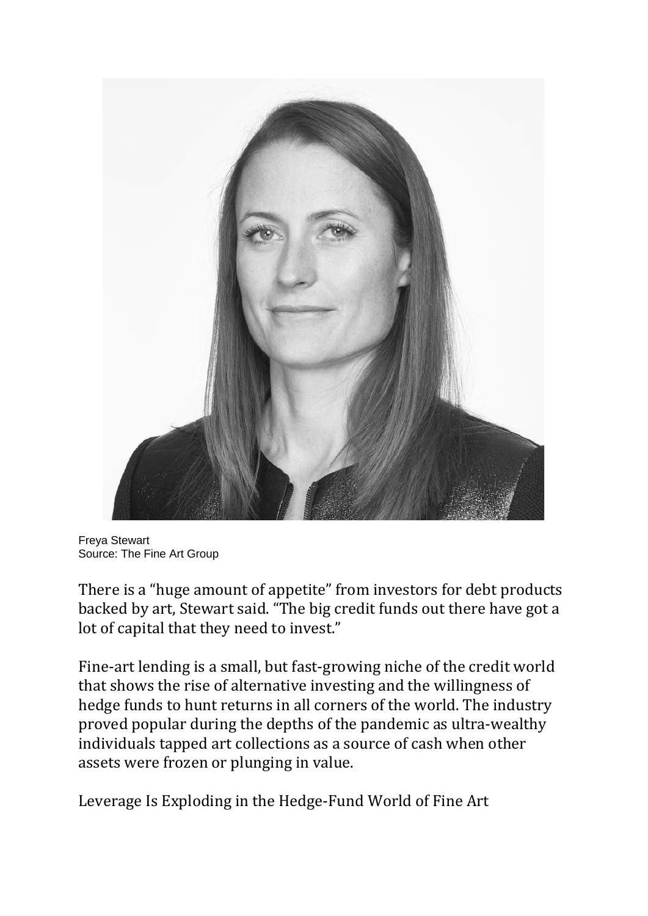Freya Stewart
Source: The Fine Art Group

There is a "huge amount of appetite" from investors for debt products backed by art, Stewart said. "The big credit funds out there have got a lot of capital that they need to invest."

Fine-art lending is a small, but fast-growing niche of the credit world that shows the rise of alternative investing and the willingness of hedge funds to hunt returns in all corners of the world. The industry proved popular during the depths of the pandemic as ultra-wealthy individuals tapped art collections as a source of cash when other assets were frozen or plunging in value.

Leverage Is Exploding in the Hedge-Fund World of Fine Art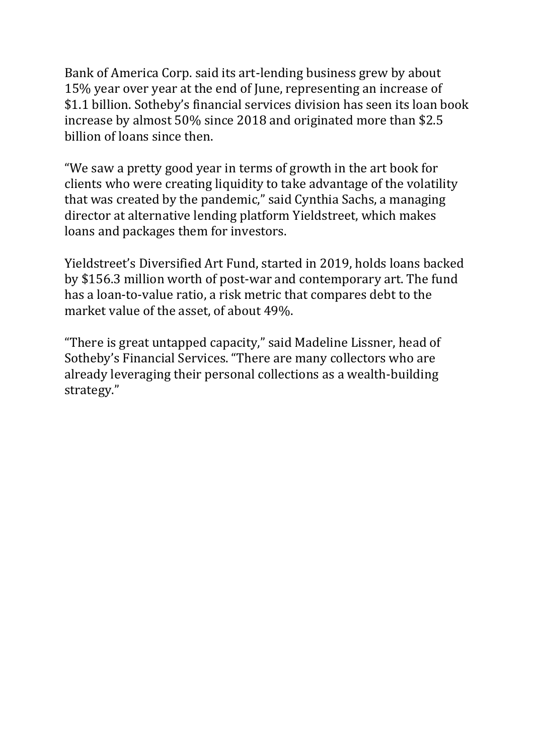Bank of America Corp. said its art-lending business grew by about 15% year over year at the end of June, representing an increase of $1.1 billion. Sotheby's financial services division has seen its loan book increase by almost 50% since 2018 and originated more than $2.5 billion of loans since then.

"We saw a pretty good year in terms of growth in the art book for clients who were creating liquidity to take advantage of the volatility that was created by the pandemic," said Cynthia Sachs, a managing director at alternative lending platform Yieldstreet, which makes loans and packages them for investors.

Yieldstreet's Diversified Art Fund, started in 2019, holds loans backed by $156.3 million worth of post-war and contemporary art. The fund has a loan-to-value ratio, a risk metric that compares debt to the market value of the asset, of about 49%.

"There is great untapped capacity," said Madeline Lissner, head of Sotheby's Financial Services. "There are many collectors who are already leveraging their personal collections as a wealth-building strategy."